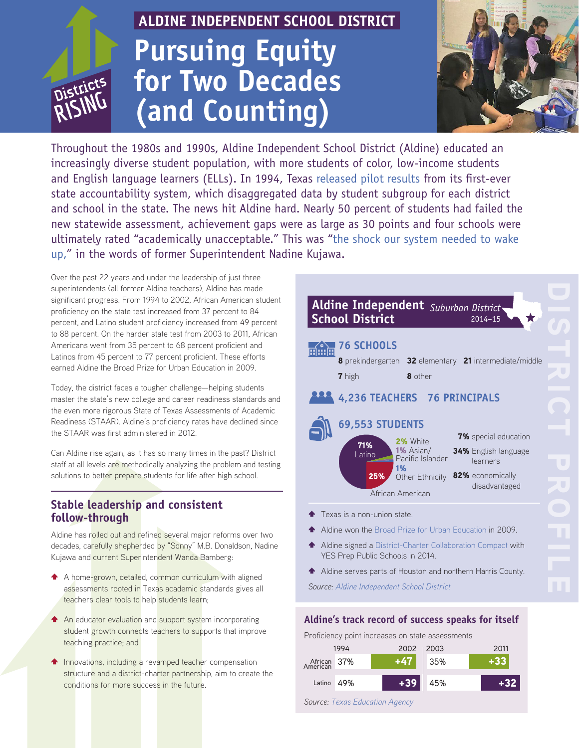ALDINE INDEPENDENT SCHOOL DISTRICT

# Pursuing Equity for Two Decades (and Counting)

Throughout the 1980s and 1990s, Aldine Independent School District (Aldine) educated an increasingly diverse student population, with more students of color, low-income students and English language learners (ELLs). In 1994, Texas released pilot results from its first-ever state accountability system, which disaggregated data by student subgroup for each district and school in the state. The news hit Aldine hard. Nearly 50 percent of students had failed the new statewide assessment, achievement gaps were as large as 30 points and four schools were ultimately rated "academically unacceptable." This was "the shock our system needed to wake up," in the words of former Superintendent Nadine Kujawa.

Over the past 22 years and under the leadership of just three superintendents (all former Aldine teachers), Aldine has made significant progress. From 1994 to 2002, African American student proficiency on the state test increased from 37 percent to 84 percent, and Latino student proficiency increased from 49 percent to 88 percent. On the harder state test from 2003 to 2011, African Americans went from 35 percent to 68 percent proficient and Latinos from 45 percent to 77 percent proficient. These efforts earned Aldine the Broad Prize for Urban Education in 2009.

Today, the district faces a tougher challenge—helping students master the state's new college and career readiness standards and the even more rigorous State of Texas Assessments of Academic Readiness (STAAR). Aldine's proficiency rates have declined since the STAAR was first administered in 2012.

Can Aldine rise again, as it has so many times in the past? District staff at all levels are methodically analyzing the problem and testing solutions to better prepare students for life after high school.

## Stable leadership and consistent follow-through

Aldine has rolled out and refined several major reforms over two decades, carefully shepherded by "Sonny" M.B. Donaldson, Nadine Kujawa and current Superintendent Wanda Bamberg:

- A home-grown, detailed, common curriculum with aligned assessments rooted in Texas academic standards gives all teachers clear tools to help students learn;
- An educator evaluation and support system incorporating student growth connects teachers to supports that improve teaching practice; and
- Innovations, including a revamped teacher compensation structure and a district-charter partnership, aim to create the conditions for more success in the future.

## DISTRICT PROFILE

### Aldine Independent School District
*Suburban District* 2014–15

**76 SCHOOLS**

**8** prekindergarten **32** elementary **21** intermediate/middle **7** high **8** other

**4,236 TEACHERS** **76 PRINCIPALS**

**69,553 STUDENTS**

- **71%** Latino
- **25%** African American
- **2%** White
- **1%** Asian/Pacific Islander
- **1%** Other Ethnicity

**7%** special education
**34%** English language learners
**82%** economically disadvantaged

- Texas is a non-union state.
- Aldine won the Broad Prize for Urban Education in 2009.
- Aldine signed a District-Charter Collaboration Compact with YES Prep Public Schools in 2014.
- Aldine serves parts of Houston and northern Harris County.

*Source: Aldine Independent School District*

### Aldine's track record of success speaks for itself

Proficiency point increases on state assessments

| | 1994 | 2002 | 2003 | 2011 |
|---|---|---|---|---|
| African American | 37% | +47 | 35% | +33 |
| Latino | 49% | +39 | 45% | +32 |

*Source: Texas Education Agency*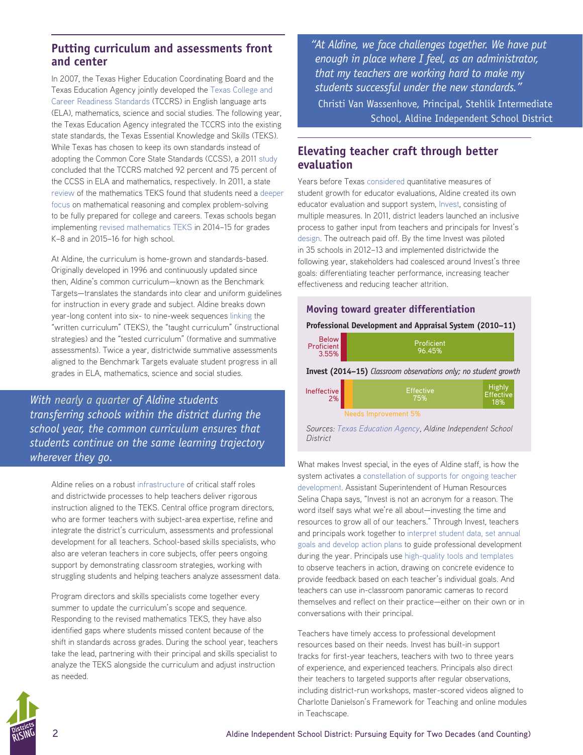## Putting curriculum and assessments front and center

In 2007, the Texas Higher Education Coordinating Board and the Texas Education Agency jointly developed the Texas College and Career Readiness Standards (TCCRS) in English language arts (ELA), mathematics, science and social studies. The following year, the Texas Education Agency integrated the TCCRS into the existing state standards, the Texas Essential Knowledge and Skills (TEKS). While Texas has chosen to keep its own standards instead of adopting the Common Core State Standards (CCSS), a 2011 study concluded that the TCCRS matched 92 percent and 75 percent of the CCSS in ELA and mathematics, respectively. In 2011, a state review of the mathematics TEKS found that students need a deeper focus on mathematical reasoning and complex problem-solving to be fully prepared for college and careers. Texas schools began implementing revised mathematics TEKS in 2014–15 for grades K–8 and in 2015–16 for high school.

At Aldine, the curriculum is home-grown and standards-based. Originally developed in 1996 and continuously updated since then, Aldine's common curriculum—known as the Benchmark Targets—translates the standards into clear and uniform guidelines for instruction in every grade and subject. Aldine breaks down year-long content into six- to nine-week sequences linking the "written curriculum" (TEKS), the "taught curriculum" (instructional strategies) and the "tested curriculum" (formative and summative assessments). Twice a year, districtwide summative assessments aligned to the Benchmark Targets evaluate student progress in all grades in ELA, mathematics, science and social studies.

*With nearly a quarter of Aldine students transferring schools within the district during the school year, the common curriculum ensures that students continue on the same learning trajectory wherever they go.*

Aldine relies on a robust infrastructure of critical staff roles and districtwide processes to help teachers deliver rigorous instruction aligned to the TEKS. Central office program directors, who are former teachers with subject-area expertise, refine and integrate the district's curriculum, assessments and professional development for all teachers. School-based skills specialists, who also are veteran teachers in core subjects, offer peers ongoing support by demonstrating classroom strategies, working with struggling students and helping teachers analyze assessment data.

Program directors and skills specialists come together every summer to update the curriculum's scope and sequence. Responding to the revised mathematics TEKS, they have also identified gaps where students missed content because of the shift in standards across grades. During the school year, teachers take the lead, partnering with their principal and skills specialist to analyze the TEKS alongside the curriculum and adjust instruction as needed.

*"At Aldine, we face challenges together. We have put enough in place where I feel, as an administrator, that my teachers are working hard to make my students successful under the new standards."*

Christi Van Wassenhove, Principal, Stehlik Intermediate School, Aldine Independent School District

## Elevating teacher craft through better evaluation

Years before Texas considered quantitative measures of student growth for educator evaluations, Aldine created its own educator evaluation and support system, Invest, consisting of multiple measures. In 2011, district leaders launched an inclusive process to gather input from teachers and principals for Invest's design. The outreach paid off. By the time Invest was piloted in 35 schools in 2012–13 and implemented districtwide the following year, stakeholders had coalesced around Invest's three goals: differentiating teacher performance, increasing teacher effectiveness and reducing teacher attrition.

### Moving toward greater differentiation

**Professional Development and Appraisal System (2010–11)**

| Below Proficient | Proficient |
|---|---|
| 3.55% | 96.45% |

**Invest (2014–15)** *Classroom observations only; no student growth*

| Ineffective | Needs Improvement | Effective | Highly Effective |
|---|---|---|---|
| 2% | 5% | 75% | 18% |

*Sources: Texas Education Agency, Aldine Independent School District*

What makes Invest special, in the eyes of Aldine staff, is how the system activates a constellation of supports for ongoing teacher development. Assistant Superintendent of Human Resources Selina Chapa says, "Invest is not an acronym for a reason. The word itself says what we're all about—investing the time and resources to grow all of our teachers." Through Invest, teachers and principals work together to interpret student data, set annual goals and develop action plans to guide professional development during the year. Principals use high-quality tools and templates to observe teachers in action, drawing on concrete evidence to provide feedback based on each teacher's individual goals. And teachers can use in-classroom panoramic cameras to record themselves and reflect on their practice—either on their own or in conversations with their principal.

Teachers have timely access to professional development resources based on their needs. Invest has built-in support tracks for first-year teachers, teachers with two to three years of experience, and experienced teachers. Principals also direct their teachers to targeted supports after regular observations, including district-run workshops, master-scored videos aligned to Charlotte Danielson's Framework for Teaching and online modules in Teachscape.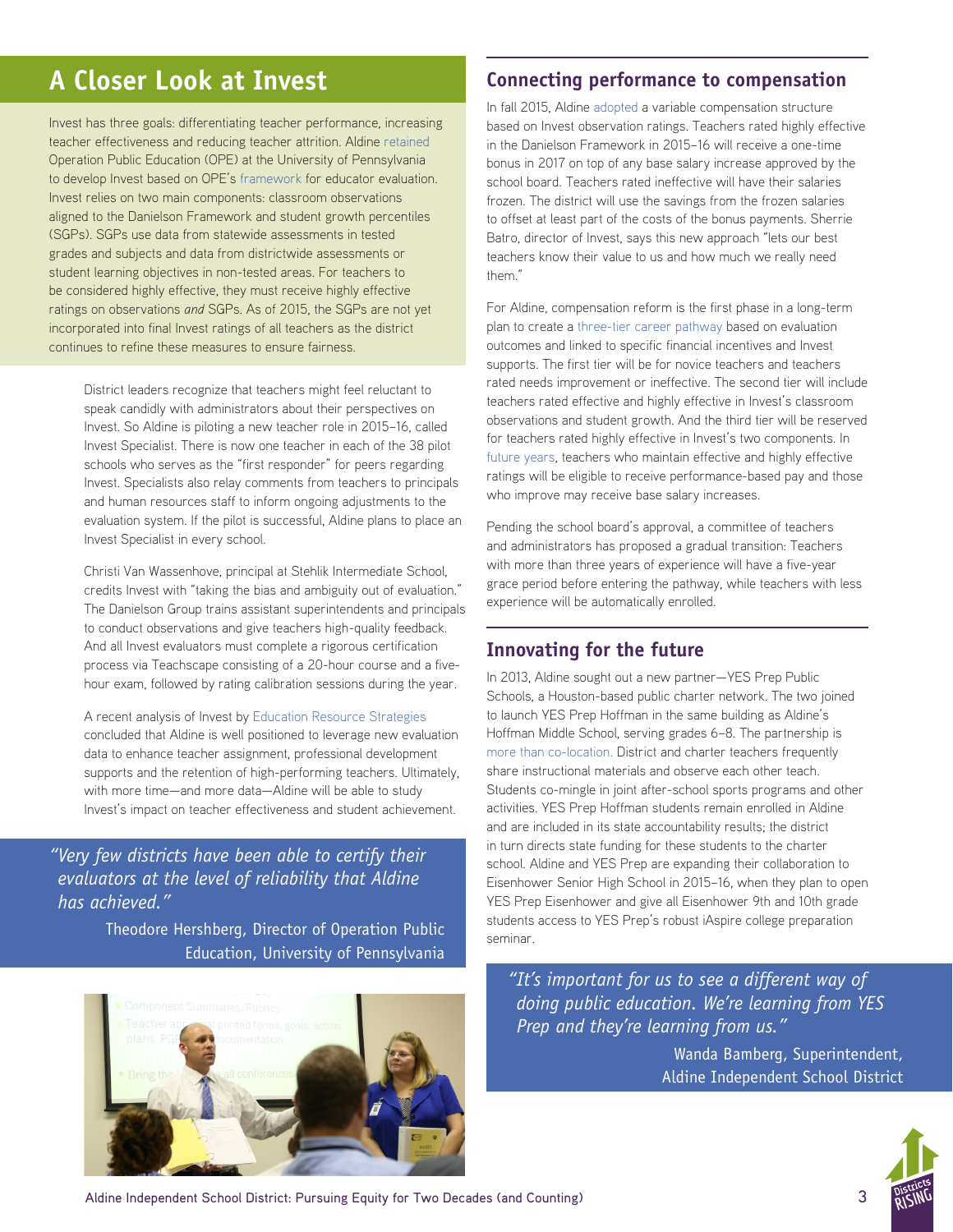## A Closer Look at Invest

Invest has three goals: differentiating teacher performance, increasing teacher effectiveness and reducing teacher attrition. Aldine retained Operation Public Education (OPE) at the University of Pennsylvania to develop Invest based on OPE's framework for educator evaluation. Invest relies on two main components: classroom observations aligned to the Danielson Framework and student growth percentiles (SGPs). SGPs use data from statewide assessments in tested grades and subjects and data from districtwide assessments or student learning objectives in non-tested areas. For teachers to be considered highly effective, they must receive highly effective ratings on observations *and* SGPs. As of 2015, the SGPs are not yet incorporated into final Invest ratings of all teachers as the district continues to refine these measures to ensure fairness.

District leaders recognize that teachers might feel reluctant to speak candidly with administrators about their perspectives on Invest. So Aldine is piloting a new teacher role in 2015–16, called Invest Specialist. There is now one teacher in each of the 38 pilot schools who serves as the "first responder" for peers regarding Invest. Specialists also relay comments from teachers to principals and human resources staff to inform ongoing adjustments to the evaluation system. If the pilot is successful, Aldine plans to place an Invest Specialist in every school.

Christi Van Wassenhove, principal at Stehlik Intermediate School, credits Invest with "taking the bias and ambiguity out of evaluation." The Danielson Group trains assistant superintendents and principals to conduct observations and give teachers high-quality feedback. And all Invest evaluators must complete a rigorous certification process via Teachscape consisting of a 20-hour course and a five-hour exam, followed by rating calibration sessions during the year.

A recent analysis of Invest by Education Resource Strategies concluded that Aldine is well positioned to leverage new evaluation data to enhance teacher assignment, professional development supports and the retention of high-performing teachers. Ultimately, with more time—and more data—Aldine will be able to study Invest's impact on teacher effectiveness and student achievement.

> *"Very few districts have been able to certify their evaluators at the level of reliability that Aldine has achieved."*
>
> Theodore Hershberg, Director of Operation Public Education, University of Pennsylvania

## Connecting performance to compensation

In fall 2015, Aldine adopted a variable compensation structure based on Invest observation ratings. Teachers rated highly effective in the Danielson Framework in 2015–16 will receive a one-time bonus in 2017 on top of any base salary increase approved by the school board. Teachers rated ineffective will have their salaries frozen. The district will use the savings from the frozen salaries to offset at least part of the costs of the bonus payments. Sherrie Batro, director of Invest, says this new approach "lets our best teachers know their value to us and how much we really need them."

For Aldine, compensation reform is the first phase in a long-term plan to create a three-tier career pathway based on evaluation outcomes and linked to specific financial incentives and Invest supports. The first tier will be for novice teachers and teachers rated needs improvement or ineffective. The second tier will include teachers rated effective and highly effective in Invest's classroom observations and student growth. And the third tier will be reserved for teachers rated highly effective in Invest's two components. In future years, teachers who maintain effective and highly effective ratings will be eligible to receive performance-based pay and those who improve may receive base salary increases.

Pending the school board's approval, a committee of teachers and administrators has proposed a gradual transition: Teachers with more than three years of experience will have a five-year grace period before entering the pathway, while teachers with less experience will be automatically enrolled.

## Innovating for the future

In 2013, Aldine sought out a new partner—YES Prep Public Schools, a Houston-based public charter network. The two joined to launch YES Prep Hoffman in the same building as Aldine's Hoffman Middle School, serving grades 6–8. The partnership is more than co-location. District and charter teachers frequently share instructional materials and observe each other teach. Students co-mingle in joint after-school sports programs and other activities. YES Prep Hoffman students remain enrolled in Aldine and are included in its state accountability results; the district in turn directs state funding for these students to the charter school. Aldine and YES Prep are expanding their collaboration to Eisenhower Senior High School in 2015–16, when they plan to open YES Prep Eisenhower and give all Eisenhower 9th and 10th grade students access to YES Prep's robust iAspire college preparation seminar.

> *"It's important for us to see a different way of doing public education. We're learning from YES Prep and they're learning from us."*
>
> Wanda Bamberg, Superintendent, Aldine Independent School District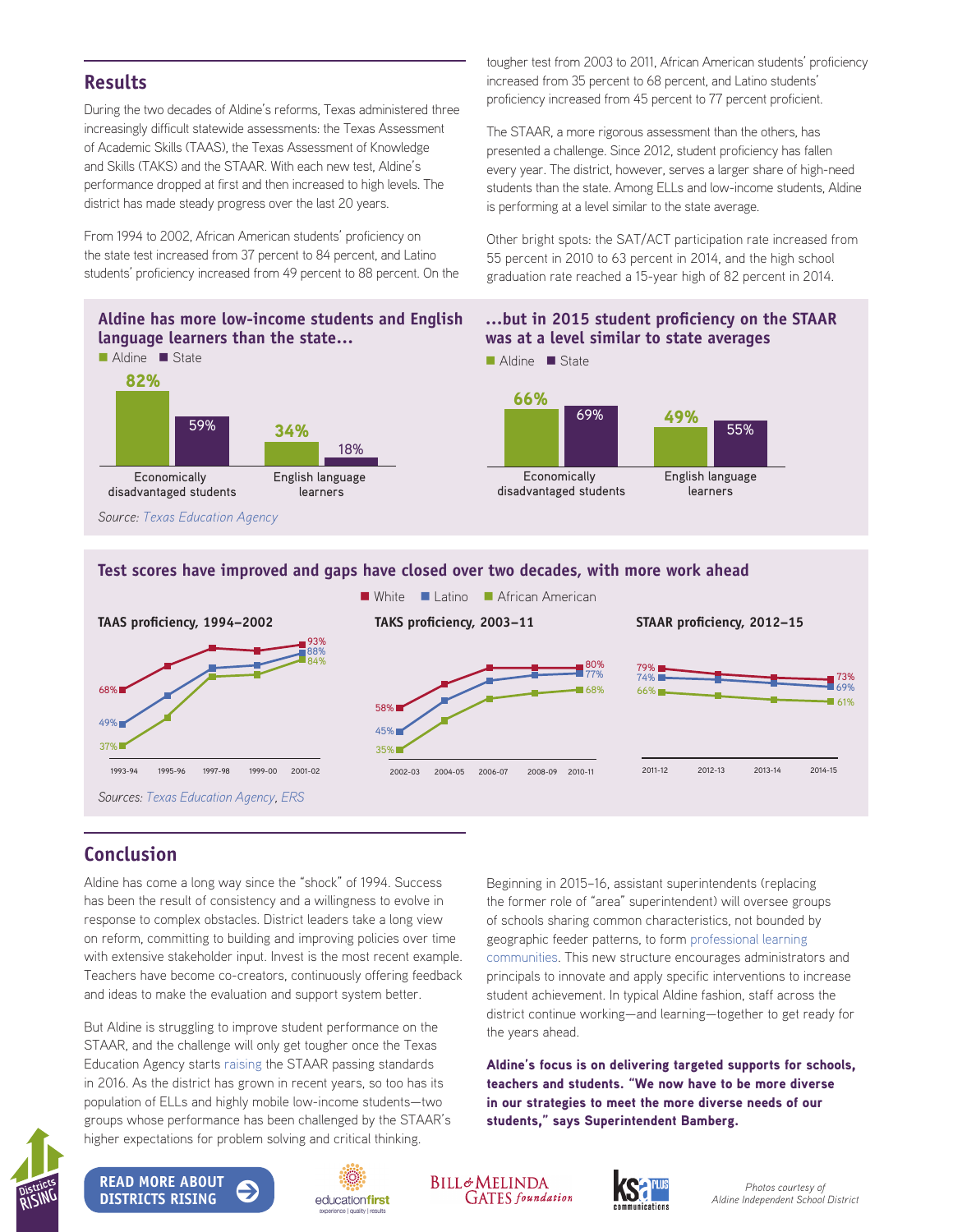## Results

During the two decades of Aldine's reforms, Texas administered three increasingly difficult statewide assessments: the Texas Assessment of Academic Skills (TAAS), the Texas Assessment of Knowledge and Skills (TAKS) and the STAAR. With each new test, Aldine's performance dropped at first and then increased to high levels. The district has made steady progress over the last 20 years.

From 1994 to 2002, African American students' proficiency on the state test increased from 37 percent to 84 percent, and Latino students' proficiency increased from 49 percent to 88 percent. On the tougher test from 2003 to 2011, African American students' proficiency increased from 35 percent to 68 percent, and Latino students' proficiency increased from 45 percent to 77 percent proficient.

The STAAR, a more rigorous assessment than the others, has presented a challenge. Since 2012, student proficiency has fallen every year. The district, however, serves a larger share of high-need students than the state. Among ELLs and low-income students, Aldine is performing at a level similar to the state average.

Other bright spots: the SAT/ACT participation rate increased from 55 percent in 2010 to 63 percent in 2014, and the high school graduation rate reached a 15-year high of 82 percent in 2014.

**Aldine has more low-income students and English language learners than the state...**

Aldine | State

82% | 59%
Economically disadvantaged students

34% | 18%
English language learners

Source: *Texas Education Agency*

**...but in 2015 student proficiency on the STAAR was at a level similar to state averages**

Aldine | State

66% | 69%
Economically disadvantaged students

49% | 55%
English language learners

**Test scores have improved and gaps have closed over two decades, with more work ahead**

White | Latino | African American

**TAAS proficiency, 1994–2002**

68% 49% 37% — 93% 88% 84%

1993-94 1995-96 1997-98 1999-00 2001-02

**TAKS proficiency, 2003–11**

58% 45% 35% — 80% 77% 68%

2002-03 2004-05 2006-07 2008-09 2010-11

**STAAR proficiency, 2012–15**

79% 74% 66% — 73% 69% 61%

2011-12 2012-13 2013-14 2014-15

Sources: *Texas Education Agency*, *ERS*

## Conclusion

Aldine has come a long way since the "shock" of 1994. Success has been the result of consistency and a willingness to evolve in response to complex obstacles. District leaders take a long view on reform, committing to building and improving policies over time with extensive stakeholder input. Invest is the most recent example. Teachers have become co-creators, continuously offering feedback and ideas to make the evaluation and support system better.

But Aldine is struggling to improve student performance on the STAAR, and the challenge will only get tougher once the Texas Education Agency starts raising the STAAR passing standards in 2016. As the district has grown in recent years, so too has its population of ELLs and highly mobile low-income students—two groups whose performance has been challenged by the STAAR's higher expectations for problem solving and critical thinking.

Beginning in 2015–16, assistant superintendents (replacing the former role of "area" superintendent) will oversee groups of schools sharing common characteristics, not bounded by geographic feeder patterns, to form professional learning communities. This new structure encourages administrators and principals to innovate and apply specific interventions to increase student achievement. In typical Aldine fashion, staff across the district continue working—and learning—together to get ready for the years ahead.

**Aldine's focus is on delivering targeted supports for schools, teachers and students. "We now have to be more diverse in our strategies to meet the more diverse needs of our students," says Superintendent Bamberg.**

**READ MORE ABOUT DISTRICTS RISING**

*Photos courtesy of Aldine Independent School District*